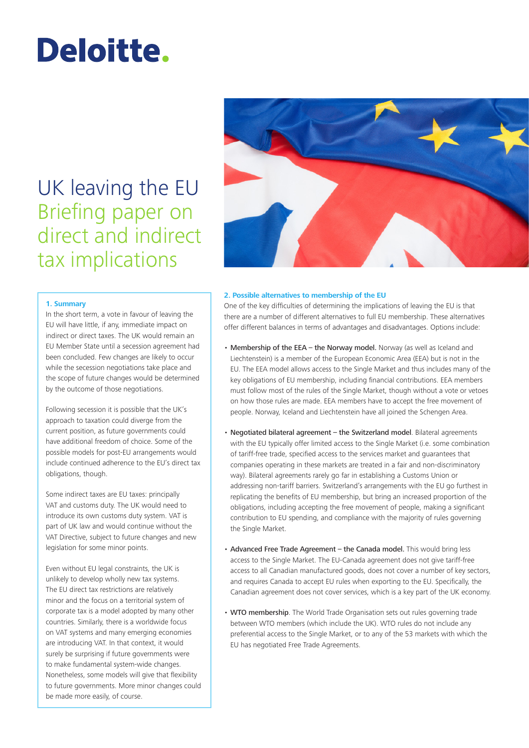# Deloitte.

# UK leaving the EU
## Briefing paper on direct and indirect tax implications

### 1. Summary

In the short term, a vote in favour of leaving the EU will have little, if any, immediate impact on indirect or direct taxes. The UK would remain an EU Member State until a secession agreement had been concluded. Few changes are likely to occur while the secession negotiations take place and the scope of future changes would be determined by the outcome of those negotiations.

Following secession it is possible that the UK's approach to taxation could diverge from the current position, as future governments could have additional freedom of choice. Some of the possible models for post-EU arrangements would include continued adherence to the EU's direct tax obligations, though.

Some indirect taxes are EU taxes: principally VAT and customs duty. The UK would need to introduce its own customs duty system. VAT is part of UK law and would continue without the VAT Directive, subject to future changes and new legislation for some minor points.

Even without EU legal constraints, the UK is unlikely to develop wholly new tax systems. The EU direct tax restrictions are relatively minor and the focus on a territorial system of corporate tax is a model adopted by many other countries. Similarly, there is a worldwide focus on VAT systems and many emerging economies are introducing VAT. In that context, it would surely be surprising if future governments were to make fundamental system-wide changes. Nonetheless, some models will give that flexibility to future governments. More minor changes could be made more easily, of course.

### 2. Possible alternatives to membership of the EU

One of the key difficulties of determining the implications of leaving the EU is that there are a number of different alternatives to full EU membership. These alternatives offer different balances in terms of advantages and disadvantages. Options include:

- **Membership of the EEA – the Norway model.** Norway (as well as Iceland and Liechtenstein) is a member of the European Economic Area (EEA) but is not in the EU. The EEA model allows access to the Single Market and thus includes many of the key obligations of EU membership, including financial contributions. EEA members must follow most of the rules of the Single Market, though without a vote or vetoes on how those rules are made. EEA members have to accept the free movement of people. Norway, Iceland and Liechtenstein have all joined the Schengen Area.

- **Negotiated bilateral agreement – the Switzerland model.** Bilateral agreements with the EU typically offer limited access to the Single Market (i.e. some combination of tariff-free trade, specified access to the services market and guarantees that companies operating in these markets are treated in a fair and non-discriminatory way). Bilateral agreements rarely go far in establishing a Customs Union or addressing non-tariff barriers. Switzerland's arrangements with the EU go furthest in replicating the benefits of EU membership, but bring an increased proportion of the obligations, including accepting the free movement of people, making a significant contribution to EU spending, and compliance with the majority of rules governing the Single Market.

- **Advanced Free Trade Agreement – the Canada model.** This would bring less access to the Single Market. The EU-Canada agreement does not give tariff-free access to all Canadian manufactured goods, does not cover a number of key sectors, and requires Canada to accept EU rules when exporting to the EU. Specifically, the Canadian agreement does not cover services, which is a key part of the UK economy.

- **WTO membership**. The World Trade Organisation sets out rules governing trade between WTO members (which include the UK). WTO rules do not include any preferential access to the Single Market, or to any of the 53 markets with which the EU has negotiated Free Trade Agreements.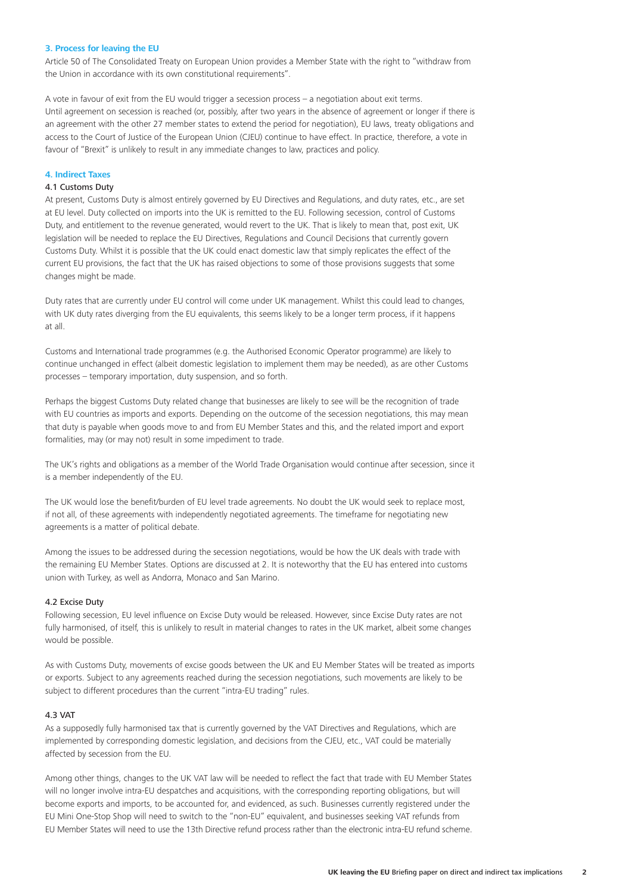## 3. Process for leaving the EU

Article 50 of The Consolidated Treaty on European Union provides a Member State with the right to "withdraw from the Union in accordance with its own constitutional requirements".

A vote in favour of exit from the EU would trigger a secession process – a negotiation about exit terms. Until agreement on secession is reached (or, possibly, after two years in the absence of agreement or longer if there is an agreement with the other 27 member states to extend the period for negotiation), EU laws, treaty obligations and access to the Court of Justice of the European Union (CJEU) continue to have effect. In practice, therefore, a vote in favour of "Brexit" is unlikely to result in any immediate changes to law, practices and policy.

## 4. Indirect Taxes

### 4.1 Customs Duty

At present, Customs Duty is almost entirely governed by EU Directives and Regulations, and duty rates, etc., are set at EU level. Duty collected on imports into the UK is remitted to the EU. Following secession, control of Customs Duty, and entitlement to the revenue generated, would revert to the UK. That is likely to mean that, post exit, UK legislation will be needed to replace the EU Directives, Regulations and Council Decisions that currently govern Customs Duty. Whilst it is possible that the UK could enact domestic law that simply replicates the effect of the current EU provisions, the fact that the UK has raised objections to some of those provisions suggests that some changes might be made.

Duty rates that are currently under EU control will come under UK management. Whilst this could lead to changes, with UK duty rates diverging from the EU equivalents, this seems likely to be a longer term process, if it happens at all.

Customs and International trade programmes (e.g. the Authorised Economic Operator programme) are likely to continue unchanged in effect (albeit domestic legislation to implement them may be needed), as are other Customs processes – temporary importation, duty suspension, and so forth.

Perhaps the biggest Customs Duty related change that businesses are likely to see will be the recognition of trade with EU countries as imports and exports. Depending on the outcome of the secession negotiations, this may mean that duty is payable when goods move to and from EU Member States and this, and the related import and export formalities, may (or may not) result in some impediment to trade.

The UK's rights and obligations as a member of the World Trade Organisation would continue after secession, since it is a member independently of the EU.

The UK would lose the benefit/burden of EU level trade agreements. No doubt the UK would seek to replace most, if not all, of these agreements with independently negotiated agreements. The timeframe for negotiating new agreements is a matter of political debate.

Among the issues to be addressed during the secession negotiations, would be how the UK deals with trade with the remaining EU Member States. Options are discussed at 2. It is noteworthy that the EU has entered into customs union with Turkey, as well as Andorra, Monaco and San Marino.

### 4.2 Excise Duty

Following secession, EU level influence on Excise Duty would be released. However, since Excise Duty rates are not fully harmonised, of itself, this is unlikely to result in material changes to rates in the UK market, albeit some changes would be possible.

As with Customs Duty, movements of excise goods between the UK and EU Member States will be treated as imports or exports. Subject to any agreements reached during the secession negotiations, such movements are likely to be subject to different procedures than the current "intra-EU trading" rules.

### 4.3 VAT

As a supposedly fully harmonised tax that is currently governed by the VAT Directives and Regulations, which are implemented by corresponding domestic legislation, and decisions from the CJEU, etc., VAT could be materially affected by secession from the EU.

Among other things, changes to the UK VAT law will be needed to reflect the fact that trade with EU Member States will no longer involve intra-EU despatches and acquisitions, with the corresponding reporting obligations, but will become exports and imports, to be accounted for, and evidenced, as such. Businesses currently registered under the EU Mini One-Stop Shop will need to switch to the "non-EU" equivalent, and businesses seeking VAT refunds from EU Member States will need to use the 13th Directive refund process rather than the electronic intra-EU refund scheme.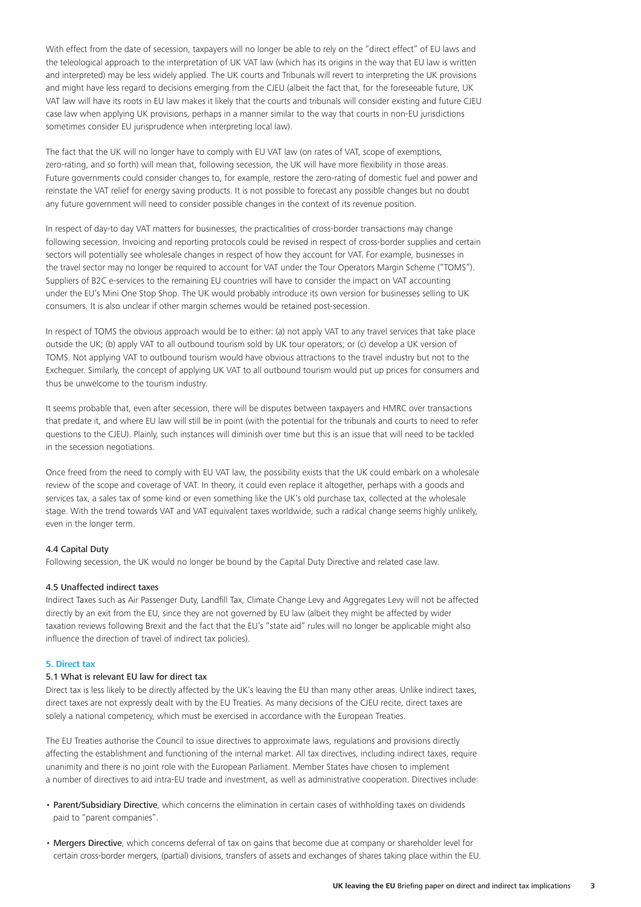With effect from the date of secession, taxpayers will no longer be able to rely on the "direct effect" of EU laws and the teleological approach to the interpretation of UK VAT law (which has its origins in the way that EU law is written and interpreted) may be less widely applied. The UK courts and Tribunals will revert to interpreting the UK provisions and might have less regard to decisions emerging from the CJEU (albeit the fact that, for the foreseeable future, UK VAT law will have its roots in EU law makes it likely that the courts and tribunals will consider existing and future CJEU case law when applying UK provisions, perhaps in a manner similar to the way that courts in non-EU jurisdictions sometimes consider EU jurisprudence when interpreting local law).

The fact that the UK will no longer have to comply with EU VAT law (on rates of VAT, scope of exemptions, zero-rating, and so forth) will mean that, following secession, the UK will have more flexibility in those areas. Future governments could consider changes to, for example, restore the zero-rating of domestic fuel and power and reinstate the VAT relief for energy saving products. It is not possible to forecast any possible changes but no doubt any future government will need to consider possible changes in the context of its revenue position.

In respect of day-to day VAT matters for businesses, the practicalities of cross-border transactions may change following secession. Invoicing and reporting protocols could be revised in respect of cross-border supplies and certain sectors will potentially see wholesale changes in respect of how they account for VAT. For example, businesses in the travel sector may no longer be required to account for VAT under the Tour Operators Margin Scheme ("TOMS"). Suppliers of B2C e-services to the remaining EU countries will have to consider the impact on VAT accounting under the EU's Mini One Stop Shop. The UK would probably introduce its own version for businesses selling to UK consumers. It is also unclear if other margin schemes would be retained post-secession.

In respect of TOMS the obvious approach would be to either: (a) not apply VAT to any travel services that take place outside the UK; (b) apply VAT to all outbound tourism sold by UK tour operators; or (c) develop a UK version of TOMS. Not applying VAT to outbound tourism would have obvious attractions to the travel industry but not to the Exchequer. Similarly, the concept of applying UK VAT to all outbound tourism would put up prices for consumers and thus be unwelcome to the tourism industry.

It seems probable that, even after secession, there will be disputes between taxpayers and HMRC over transactions that predate it, and where EU law will still be in point (with the potential for the tribunals and courts to need to refer questions to the CJEU). Plainly, such instances will diminish over time but this is an issue that will need to be tackled in the secession negotiations.

Once freed from the need to comply with EU VAT law, the possibility exists that the UK could embark on a wholesale review of the scope and coverage of VAT. In theory, it could even replace it altogether, perhaps with a goods and services tax, a sales tax of some kind or even something like the UK's old purchase tax, collected at the wholesale stage. With the trend towards VAT and VAT equivalent taxes worldwide, such a radical change seems highly unlikely, even in the longer term.

### 4.4 Capital Duty

Following secession, the UK would no longer be bound by the Capital Duty Directive and related case law.

### 4.5 Unaffected indirect taxes

Indirect Taxes such as Air Passenger Duty, Landfill Tax, Climate Change Levy and Aggregates Levy will not be affected directly by an exit from the EU, since they are not governed by EU law (albeit they might be affected by wider taxation reviews following Brexit and the fact that the EU's "state aid" rules will no longer be applicable might also influence the direction of travel of indirect tax policies).

## 5. Direct tax

### 5.1 What is relevant EU law for direct tax

Direct tax is less likely to be directly affected by the UK's leaving the EU than many other areas. Unlike indirect taxes, direct taxes are not expressly dealt with by the EU Treaties. As many decisions of the CJEU recite, direct taxes are solely a national competency, which must be exercised in accordance with the European Treaties.

The EU Treaties authorise the Council to issue directives to approximate laws, regulations and provisions directly affecting the establishment and functioning of the internal market. All tax directives, including indirect taxes, require unanimity and there is no joint role with the European Parliament. Member States have chosen to implement a number of directives to aid intra-EU trade and investment, as well as administrative cooperation. Directives include:

- **Parent/Subsidiary Directive**, which concerns the elimination in certain cases of withholding taxes on dividends paid to "parent companies".
- **Mergers Directive**, which concerns deferral of tax on gains that become due at company or shareholder level for certain cross-border mergers, (partial) divisions, transfers of assets and exchanges of shares taking place within the EU.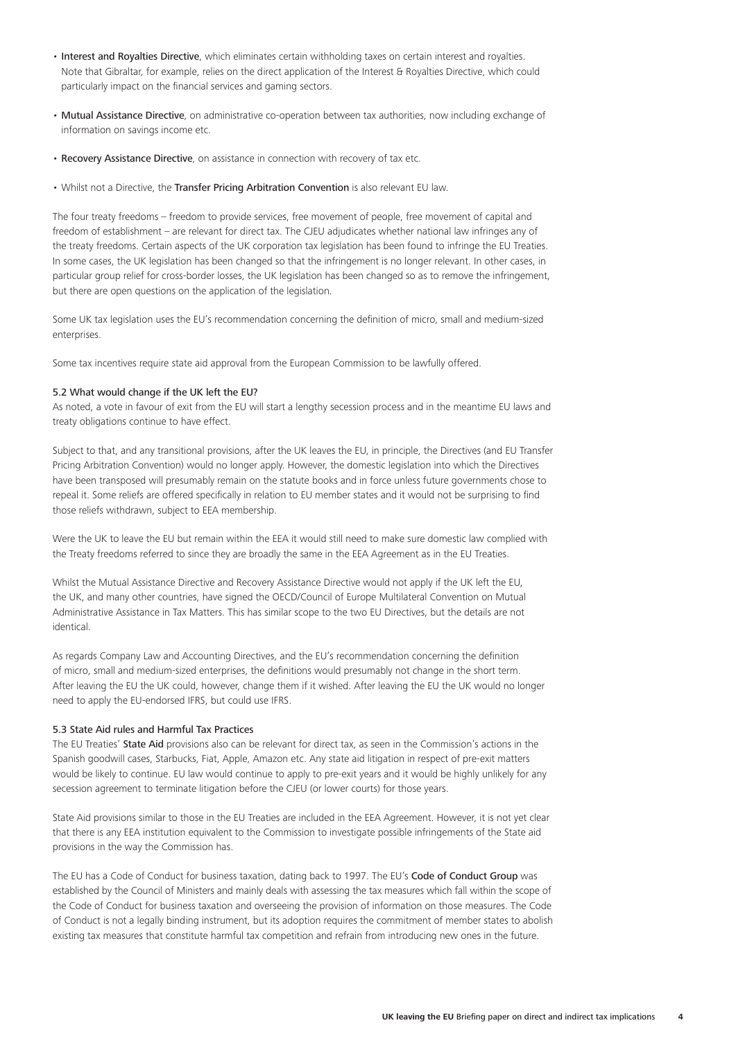- **Interest and Royalties Directive**, which eliminates certain withholding taxes on certain interest and royalties. Note that Gibraltar, for example, relies on the direct application of the Interest & Royalties Directive, which could particularly impact on the financial services and gaming sectors.
- **Mutual Assistance Directive**, on administrative co-operation between tax authorities, now including exchange of information on savings income etc.
- **Recovery Assistance Directive**, on assistance in connection with recovery of tax etc.
- Whilst not a Directive, the **Transfer Pricing Arbitration Convention** is also relevant EU law.

The four treaty freedoms – freedom to provide services, free movement of people, free movement of capital and freedom of establishment – are relevant for direct tax. The CJEU adjudicates whether national law infringes any of the treaty freedoms. Certain aspects of the UK corporation tax legislation has been found to infringe the EU Treaties. In some cases, the UK legislation has been changed so that the infringement is no longer relevant. In other cases, in particular group relief for cross-border losses, the UK legislation has been changed so as to remove the infringement, but there are open questions on the application of the legislation.

Some UK tax legislation uses the EU's recommendation concerning the definition of micro, small and medium-sized enterprises.

Some tax incentives require state aid approval from the European Commission to be lawfully offered.

### 5.2 What would change if the UK left the EU?

As noted, a vote in favour of exit from the EU will start a lengthy secession process and in the meantime EU laws and treaty obligations continue to have effect.

Subject to that, and any transitional provisions, after the UK leaves the EU, in principle, the Directives (and EU Transfer Pricing Arbitration Convention) would no longer apply. However, the domestic legislation into which the Directives have been transposed will presumably remain on the statute books and in force unless future governments chose to repeal it. Some reliefs are offered specifically in relation to EU member states and it would not be surprising to find those reliefs withdrawn, subject to EEA membership.

Were the UK to leave the EU but remain within the EEA it would still need to make sure domestic law complied with the Treaty freedoms referred to since they are broadly the same in the EEA Agreement as in the EU Treaties.

Whilst the Mutual Assistance Directive and Recovery Assistance Directive would not apply if the UK left the EU, the UK, and many other countries, have signed the OECD/Council of Europe Multilateral Convention on Mutual Administrative Assistance in Tax Matters. This has similar scope to the two EU Directives, but the details are not identical.

As regards Company Law and Accounting Directives, and the EU's recommendation concerning the definition of micro, small and medium-sized enterprises, the definitions would presumably not change in the short term. After leaving the EU the UK could, however, change them if it wished. After leaving the EU the UK would no longer need to apply the EU-endorsed IFRS, but could use IFRS.

### 5.3 State Aid rules and Harmful Tax Practices

The EU Treaties' **State Aid** provisions also can be relevant for direct tax, as seen in the Commission's actions in the Spanish goodwill cases, Starbucks, Fiat, Apple, Amazon etc. Any state aid litigation in respect of pre-exit matters would be likely to continue. EU law would continue to apply to pre-exit years and it would be highly unlikely for any secession agreement to terminate litigation before the CJEU (or lower courts) for those years.

State Aid provisions similar to those in the EU Treaties are included in the EEA Agreement. However, it is not yet clear that there is any EEA institution equivalent to the Commission to investigate possible infringements of the State aid provisions in the way the Commission has.

The EU has a Code of Conduct for business taxation, dating back to 1997. The EU's **Code of Conduct Group** was established by the Council of Ministers and mainly deals with assessing the tax measures which fall within the scope of the Code of Conduct for business taxation and overseeing the provision of information on those measures. The Code of Conduct is not a legally binding instrument, but its adoption requires the commitment of member states to abolish existing tax measures that constitute harmful tax competition and refrain from introducing new ones in the future.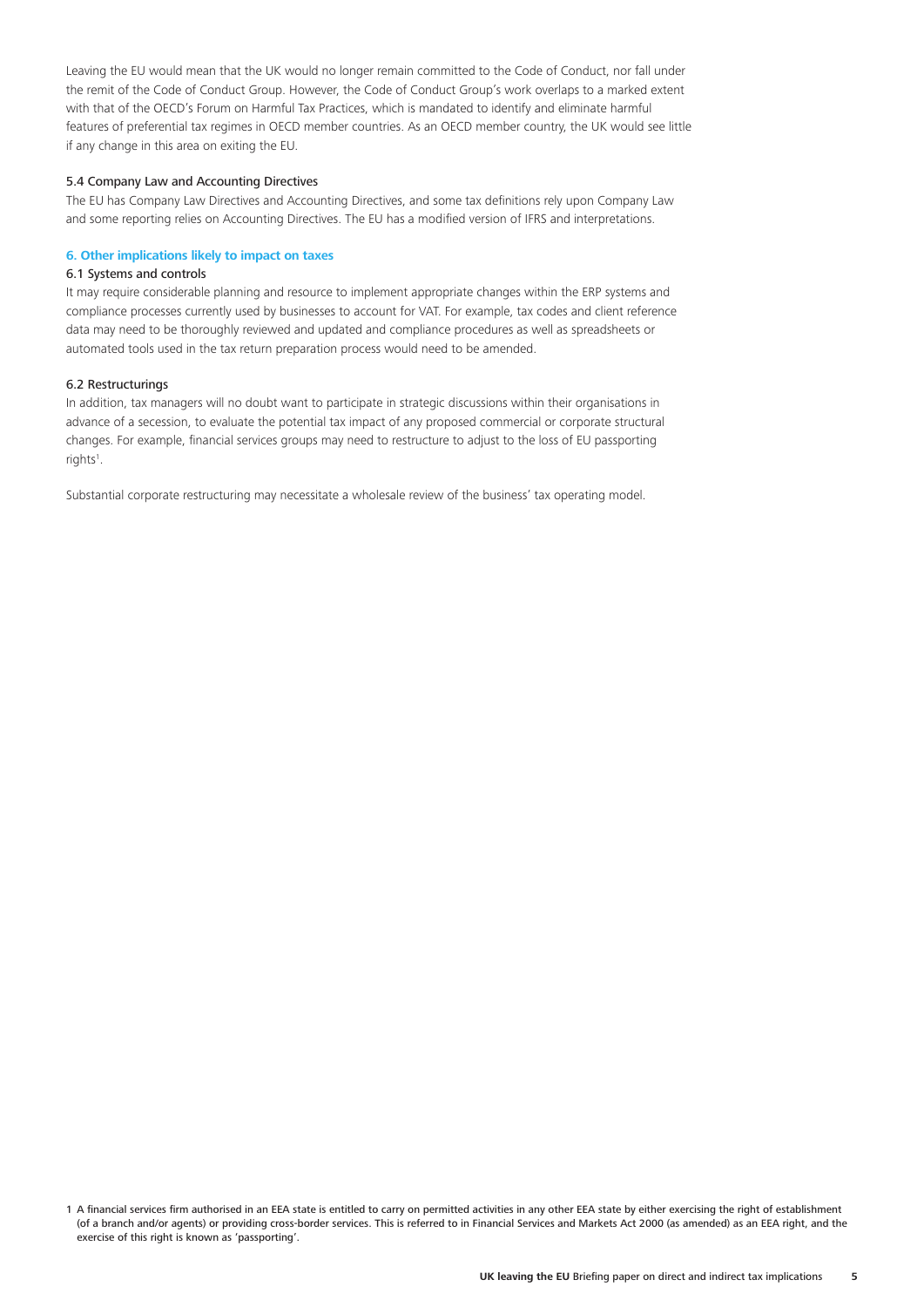Leaving the EU would mean that the UK would no longer remain committed to the Code of Conduct, nor fall under the remit of the Code of Conduct Group. However, the Code of Conduct Group's work overlaps to a marked extent with that of the OECD's Forum on Harmful Tax Practices, which is mandated to identify and eliminate harmful features of preferential tax regimes in OECD member countries. As an OECD member country, the UK would see little if any change in this area on exiting the EU.

### 5.4 Company Law and Accounting Directives

The EU has Company Law Directives and Accounting Directives, and some tax definitions rely upon Company Law and some reporting relies on Accounting Directives. The EU has a modified version of IFRS and interpretations.

## 6. Other implications likely to impact on taxes

### 6.1 Systems and controls

It may require considerable planning and resource to implement appropriate changes within the ERP systems and compliance processes currently used by businesses to account for VAT. For example, tax codes and client reference data may need to be thoroughly reviewed and updated and compliance procedures as well as spreadsheets or automated tools used in the tax return preparation process would need to be amended.

### 6.2 Restructurings

In addition, tax managers will no doubt want to participate in strategic discussions within their organisations in advance of a secession, to evaluate the potential tax impact of any proposed commercial or corporate structural changes. For example, financial services groups may need to restructure to adjust to the loss of EU passporting rights[1].

Substantial corporate restructuring may necessitate a wholesale review of the business' tax operating model.

1 A financial services firm authorised in an EEA state is entitled to carry on permitted activities in any other EEA state by either exercising the right of establishment (of a branch and/or agents) or providing cross-border services. This is referred to in Financial Services and Markets Act 2000 (as amended) as an EEA right, and the exercise of this right is known as 'passporting'.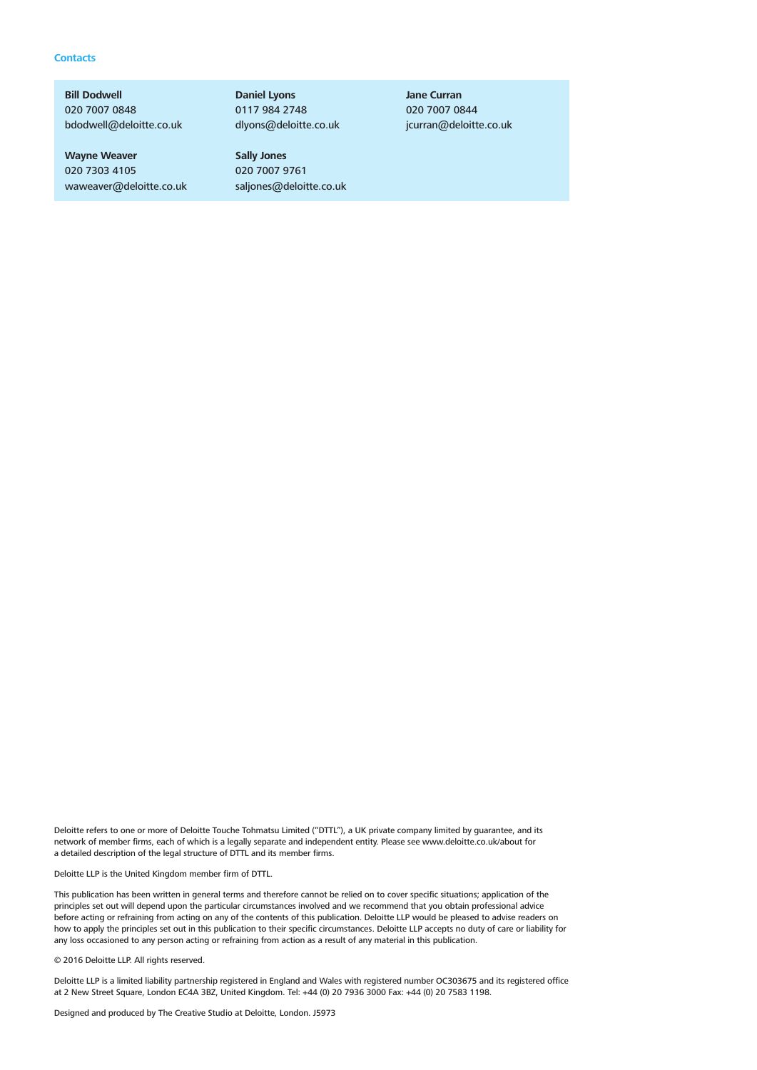**Contacts**

**Bill Dodwell**
020 7007 0848
bdodwell@deloitte.co.uk

**Wayne Weaver**
020 7303 4105
waweaver@deloitte.co.uk

**Daniel Lyons**
0117 984 2748
dlyons@deloitte.co.uk

**Sally Jones**
020 7007 9761
saljones@deloitte.co.uk

**Jane Curran**
020 7007 0844
jcurran@deloitte.co.uk

Deloitte refers to one or more of Deloitte Touche Tohmatsu Limited ("DTTL"), a UK private company limited by guarantee, and its network of member firms, each of which is a legally separate and independent entity. Please see www.deloitte.co.uk/about for a detailed description of the legal structure of DTTL and its member firms.

Deloitte LLP is the United Kingdom member firm of DTTL.

This publication has been written in general terms and therefore cannot be relied on to cover specific situations; application of the principles set out will depend upon the particular circumstances involved and we recommend that you obtain professional advice before acting or refraining from acting on any of the contents of this publication. Deloitte LLP would be pleased to advise readers on how to apply the principles set out in this publication to their specific circumstances. Deloitte LLP accepts no duty of care or liability for any loss occasioned to any person acting or refraining from action as a result of any material in this publication.

© 2016 Deloitte LLP. All rights reserved.

Deloitte LLP is a limited liability partnership registered in England and Wales with registered number OC303675 and its registered office at 2 New Street Square, London EC4A 3BZ, United Kingdom. Tel: +44 (0) 20 7936 3000 Fax: +44 (0) 20 7583 1198.

Designed and produced by The Creative Studio at Deloitte, London. J5973